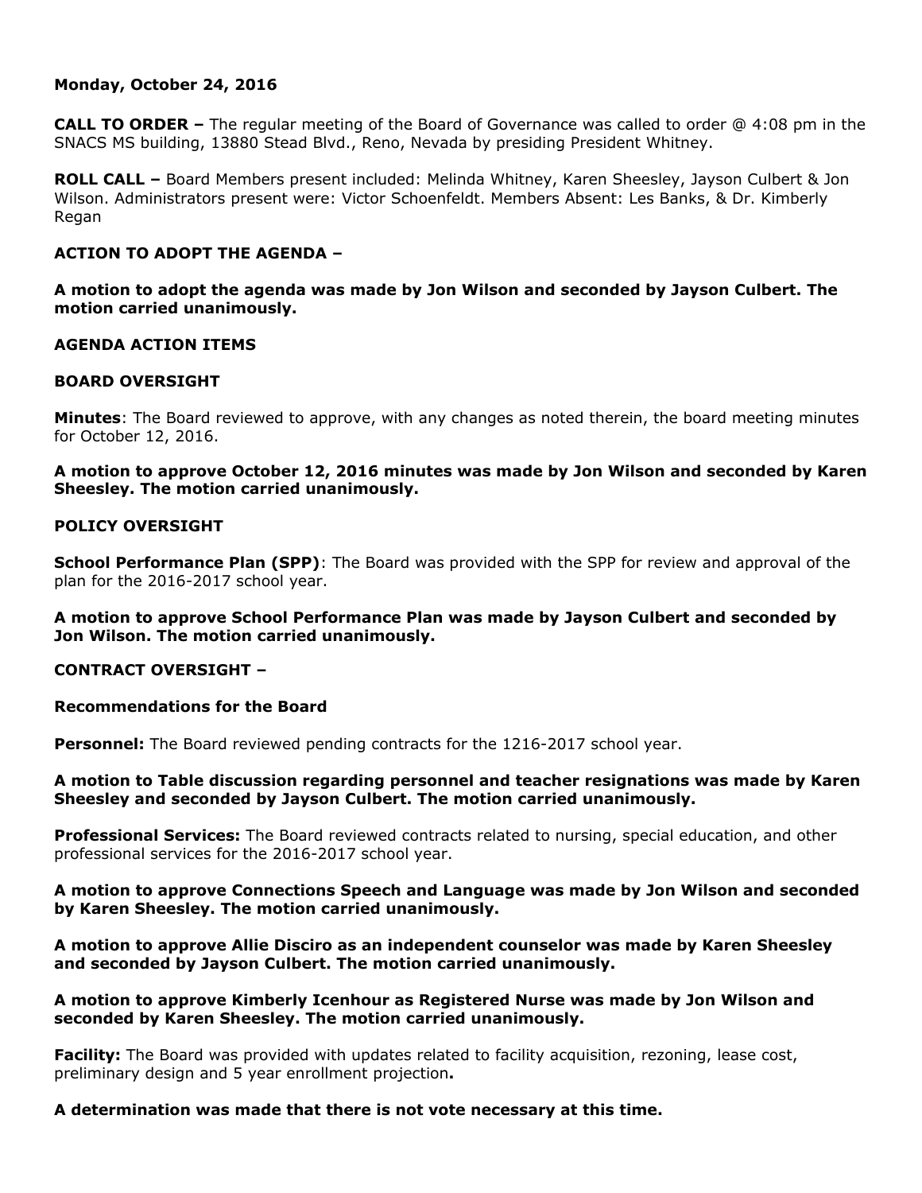**Monday, October 24, 2016**

**CALL TO ORDER –** The regular meeting of the Board of Governance was called to order @ 4:08 pm in the SNACS MS building, 13880 Stead Blvd., Reno, Nevada by presiding President Whitney.

**ROLL CALL –** Board Members present included: Melinda Whitney, Karen Sheesley, Jayson Culbert & Jon Wilson. Administrators present were: Victor Schoenfeldt. Members Absent: Les Banks, & Dr. Kimberly Regan

**ACTION TO ADOPT THE AGENDA –**

**A motion to adopt the agenda was made by Jon Wilson and seconded by Jayson Culbert. The motion carried unanimously.**

**AGENDA ACTION ITEMS**

**BOARD OVERSIGHT**

**Minutes**: The Board reviewed to approve, with any changes as noted therein, the board meeting minutes for October 12, 2016.

**A motion to approve October 12, 2016 minutes was made by Jon Wilson and seconded by Karen Sheesley. The motion carried unanimously.**

**POLICY OVERSIGHT**

**School Performance Plan (SPP)**: The Board was provided with the SPP for review and approval of the plan for the 2016-2017 school year.

**A motion to approve School Performance Plan was made by Jayson Culbert and seconded by Jon Wilson. The motion carried unanimously.**

**CONTRACT OVERSIGHT –**

**Recommendations for the Board**

**Personnel:** The Board reviewed pending contracts for the 1216-2017 school year.

**A motion to Table discussion regarding personnel and teacher resignations was made by Karen Sheesley and seconded by Jayson Culbert. The motion carried unanimously.**

**Professional Services:** The Board reviewed contracts related to nursing, special education, and other professional services for the 2016-2017 school year.

**A motion to approve Connections Speech and Language was made by Jon Wilson and seconded by Karen Sheesley. The motion carried unanimously.**

**A motion to approve Allie Disciro as an independent counselor was made by Karen Sheesley and seconded by Jayson Culbert. The motion carried unanimously.**

**A motion to approve Kimberly Icenhour as Registered Nurse was made by Jon Wilson and seconded by Karen Sheesley. The motion carried unanimously.**

**Facility:** The Board was provided with updates related to facility acquisition, rezoning, lease cost, preliminary design and 5 year enrollment projection**.**

**A determination was made that there is not vote necessary at this time.**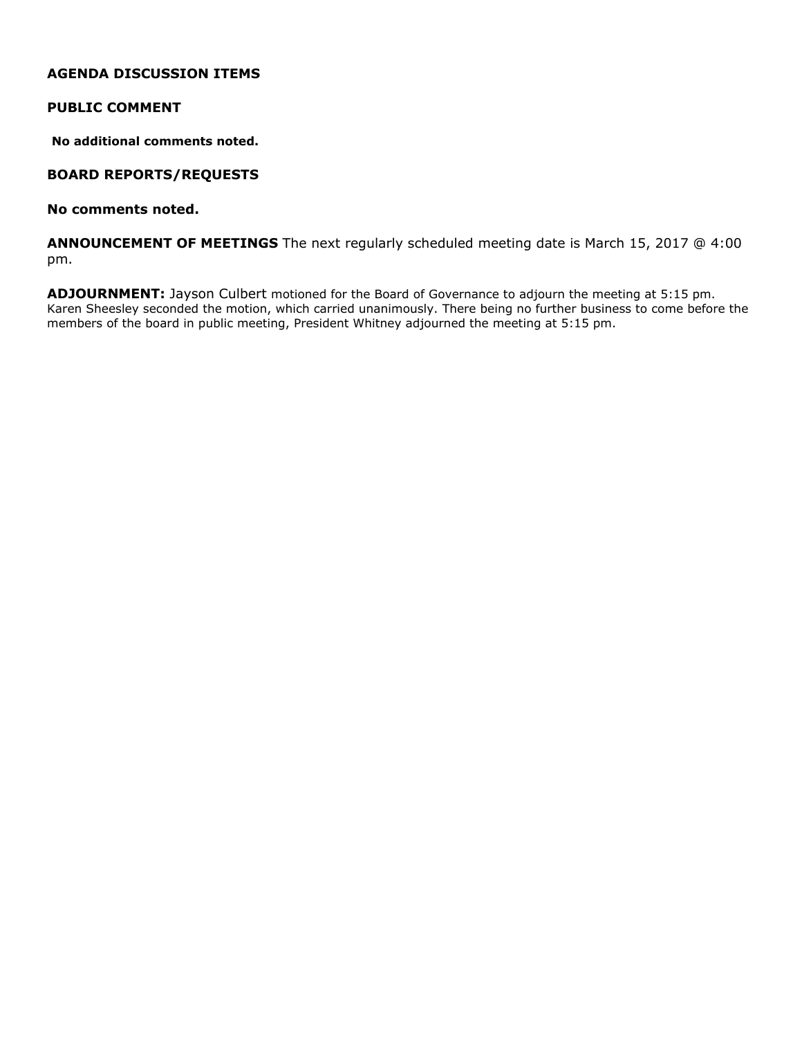**AGENDA DISCUSSION ITEMS**

**PUBLIC COMMENT**

**No additional comments noted.**

**BOARD REPORTS/REQUESTS**

**No comments noted.**

**ANNOUNCEMENT OF MEETINGS** The next regularly scheduled meeting date is March 15, 2017 @ 4:00 pm.

**ADJOURNMENT:** Jayson Culbert motioned for the Board of Governance to adjourn the meeting at 5:15 pm. Karen Sheesley seconded the motion, which carried unanimously. There being no further business to come before the members of the board in public meeting, President Whitney adjourned the meeting at 5:15 pm.